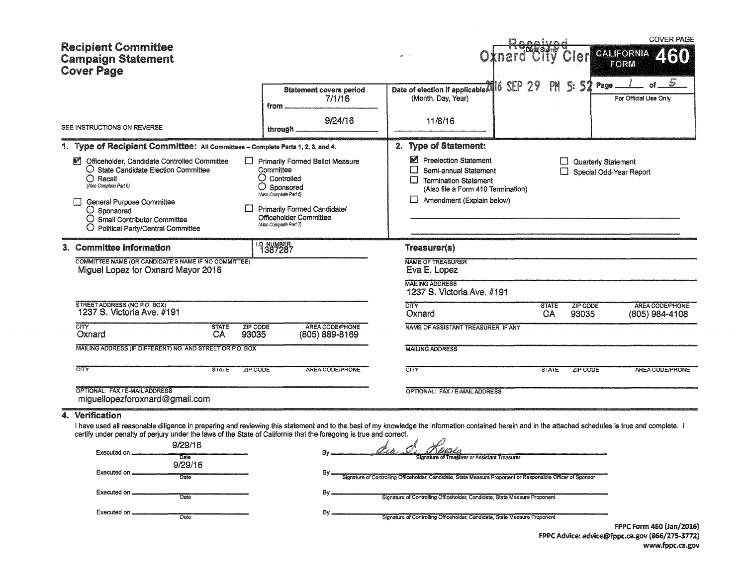# Recipient Committee Campaign Statement Cover Page

COVER PAGE

**CALIFORNIA FORM 460**

Received
Oxnard City Clerk
Date Stamp
2016 SEP 29 PM 5:52

Page 1 of 5

For Official Use Only

SEE INSTRUCTIONS ON REVERSE

| Statement covers period | Date of election if applicable: (Month, Day, Year) |
|---|---|
| from 7/1/16 | 11/8/16 |
| through 9/24/16 | |

## 1. Type of Recipient Committee: All Committees – Complete Parts 1, 2, 3, and 4.

- [x] Officeholder, Candidate Controlled Committee
  - ○ State Candidate Election Committee
  - ○ Recall (Also Complete Part 5)
- [ ] General Purpose Committee
  - ○ Sponsored
  - ○ Small Contributor Committee
  - ○ Political Party/Central Committee
- [ ] Primarily Formed Ballot Measure Committee
  - ○ Controlled
  - ○ Sponsored (Also Complete Part 6)
- [ ] Primarily Formed Candidate/Officeholder Committee (Also Complete Part 7)

## 2. Type of Statement:

- [x] Preelection Statement
- [ ] Semi-annual Statement
- [ ] Termination Statement (Also file a Form 410 Termination)
- [ ] Amendment (Explain below)
- [ ] Quarterly Statement
- [ ] Special Odd-Year Report

## 3. Committee Information

I.D. NUMBER: 1387287

COMMITTEE NAME (OR CANDIDATE'S NAME IF NO COMMITTEE): Miguel Lopez for Oxnard Mayor 2016

| STREET ADDRESS (NO P.O. BOX) | | | |
|---|---|---|---|
| 1237 S. Victoria Ave. #191 | | | |
| **CITY** | **STATE** | **ZIP CODE** | **AREA CODE/PHONE** |
| Oxnard | CA | 93035 | (805) 889-8169 |

MAILING ADDRESS (IF DIFFERENT) NO. AND STREET OR P.O. BOX:

| CITY | STATE | ZIP CODE | AREA CODE/PHONE |
|---|---|---|---|
| | | | |

OPTIONAL: FAX / E-MAIL ADDRESS: miguellopezforoxnard@gmail.com

### Treasurer(s)

NAME OF TREASURER: Eva E. Lopez

MAILING ADDRESS: 1237 S. Victoria Ave. #191

| CITY | STATE | ZIP CODE | AREA CODE/PHONE |
|---|---|---|---|
| Oxnard | CA | 93035 | (805) 984-4108 |

NAME OF ASSISTANT TREASURER, IF ANY:

MAILING ADDRESS:

| CITY | STATE | ZIP CODE | AREA CODE/PHONE |
|---|---|---|---|
| | | | |

OPTIONAL: FAX / E-MAIL ADDRESS:

## 4. Verification

I have used all reasonable diligence in preparing and reviewing this statement and to the best of my knowledge the information contained herein and in the attached schedules is true and complete. I certify under penalty of perjury under the laws of the State of California that the foregoing is true and correct.

| Executed on (Date) | By |
|---|---|
| 9/29/16 | Eva E. Lopez — Signature of Treasurer or Assistant Treasurer |
| 9/29/16 | Signature of Controlling Officeholder, Candidate, State Measure Proponent or Responsible Officer of Sponsor |
| | Signature of Controlling Officeholder, Candidate, State Measure Proponent |
| | Signature of Controlling Officeholder, Candidate, State Measure Proponent |

FPPC Form 460 (Jan/2016)
FPPC Advice: advice@fppc.ca.gov (866/275-3772)
www.fppc.ca.gov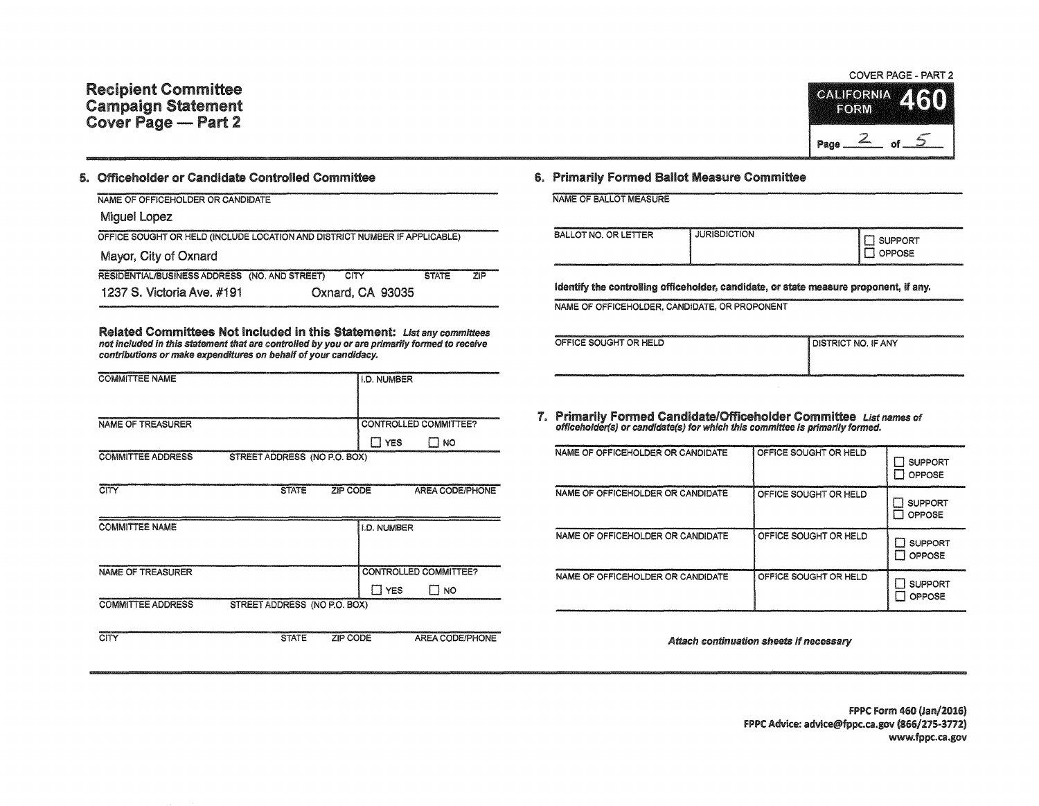# Recipient Committee Campaign Statement Cover Page — Part 2

COVER PAGE - PART 2

**CALIFORNIA FORM 460**

Page 2 of 5

## 5. Officeholder or Candidate Controlled Committee

| NAME OF OFFICEHOLDER OR CANDIDATE |
| --- |
| Miguel Lopez |
| OFFICE SOUGHT OR HELD (INCLUDE LOCATION AND DISTRICT NUMBER IF APPLICABLE) |
| Mayor, City of Oxnard |

| RESIDENTIAL/BUSINESS ADDRESS (NO. AND STREET) | CITY | STATE | ZIP |
| --- | --- | --- | --- |
| 1237 S. Victoria Ave. #191 | Oxnard, CA 93035 | | |

### Related Committees Not Included in this Statement:

*List any committees not included in this statement that are controlled by you or are primarily formed to receive contributions or make expenditures on behalf of your candidacy.*

| COMMITTEE NAME | | | I.D. NUMBER |
| --- | --- | --- | --- |
| | | | |
| NAME OF TREASURER | | | CONTROLLED COMMITTEE? ☐ YES ☐ NO |
| COMMITTEE ADDRESS | STREET ADDRESS (NO P.O. BOX) | | |
| CITY | STATE | ZIP CODE | AREA CODE/PHONE |

| COMMITTEE NAME | | | I.D. NUMBER |
| --- | --- | --- | --- |
| | | | |
| NAME OF TREASURER | | | CONTROLLED COMMITTEE? ☐ YES ☐ NO |
| COMMITTEE ADDRESS | STREET ADDRESS (NO P.O. BOX) | | |
| CITY | STATE | ZIP CODE | AREA CODE/PHONE |

## 6. Primarily Formed Ballot Measure Committee

| NAME OF BALLOT MEASURE | | |
| --- | --- | --- |
| | | |
| BALLOT NO. OR LETTER | JURISDICTION | ☐ SUPPORT ☐ OPPOSE |

**Identify the controlling officeholder, candidate, or state measure proponent, if any.**

| NAME OF OFFICEHOLDER, CANDIDATE, OR PROPONENT | |
| --- | --- |
| | |
| OFFICE SOUGHT OR HELD | DISTRICT NO. IF ANY |

## 7. Primarily Formed Candidate/Officeholder Committee

*List names of officeholder(s) or candidate(s) for which this committee is primarily formed.*

| NAME OF OFFICEHOLDER OR CANDIDATE | OFFICE SOUGHT OR HELD | |
| --- | --- | --- |
| | | ☐ SUPPORT ☐ OPPOSE |
| | | ☐ SUPPORT ☐ OPPOSE |
| | | ☐ SUPPORT ☐ OPPOSE |
| | | ☐ SUPPORT ☐ OPPOSE |

***Attach continuation sheets if necessary***

FPPC Form 460 (Jan/2016)
FPPC Advice: advice@fppc.ca.gov (866/275-3772)
www.fppc.ca.gov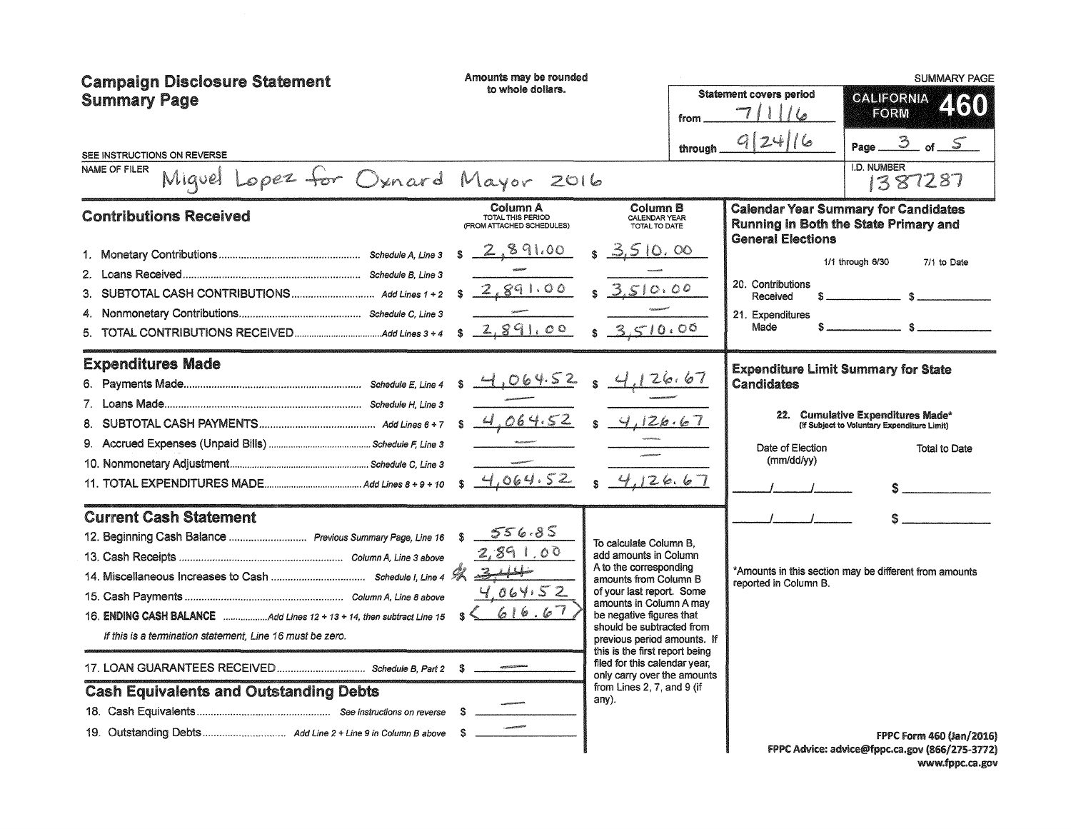# Campaign Disclosure Statement Summary Page

Amounts may be rounded to whole dollars.

SUMMARY PAGE

**CALIFORNIA FORM 460**

Statement covers period from 7/1/16 through 9/24/16

Page 3 of 5

SEE INSTRUCTIONS ON REVERSE

NAME OF FILER: Miguel Lopez for Oxnard Mayor 2016

I.D. NUMBER: 1387287

## Contributions Received

| | | Column A TOTAL THIS PERIOD (FROM ATTACHED SCHEDULES) | Column B CALENDAR YEAR TOTAL TO DATE |
|---|---|---|---|
| 1. Monetary Contributions | Schedule A, Line 3 | $ 2,891.00 | $ 3,510.00 |
| 2. Loans Received | Schedule B, Line 3 | — | — |
| 3. SUBTOTAL CASH CONTRIBUTIONS | Add Lines 1 + 2 | $ 2,891.00 | $ 3,510.00 |
| 4. Nonmonetary Contributions | Schedule C, Line 3 | — | — |
| 5. TOTAL CONTRIBUTIONS RECEIVED | Add Lines 3 + 4 | $ 2,891.00 | $ 3,510.00 |

## Expenditures Made

| | | Column A | Column B |
|---|---|---|---|
| 6. Payments Made | Schedule E, Line 4 | $ 4,064.52 | $ 4,126.67 |
| 7. Loans Made | Schedule H, Line 3 | — | — |
| 8. SUBTOTAL CASH PAYMENTS | Add Lines 6 + 7 | $ 4,064.52 | $ 4,126.67 |
| 9. Accrued Expenses (Unpaid Bills) | Schedule F, Line 3 | — | — |
| 10. Nonmonetary Adjustment | Schedule C, Line 3 | — | — |
| 11. TOTAL EXPENDITURES MADE | Add Lines 8 + 9 + 10 | $ 4,064.52 | $ 4,126.67 |

## Current Cash Statement

| | | |
|---|---|---|
| 12. Beginning Cash Balance | Previous Summary Page, Line 16 | $ 556.85 |
| 13. Cash Receipts | Column A, Line 3 above | 2,891.00 |
| 14. Miscellaneous Increases to Cash | Schedule I, Line 4 | ~~3.44~~ |
| 15. Cash Payments | Column A, Line 8 above | 4,064.52 |
| 16. **ENDING CASH BALANCE** | Add Lines 12 + 13 + 14, then subtract Line 15 | $ < 616.67 > |

*If this is a termination statement, Line 16 must be zero.*

| | | |
|---|---|---|
| 17. LOAN GUARANTEES RECEIVED | Schedule B, Part 2 | $ — |

To calculate Column B, add amounts in Column A to the corresponding amounts from Column B of your last report. Some amounts in Column A may be negative figures that should be subtracted from previous period amounts. If this is the first report being filed for this calendar year, only carry over the amounts from Lines 2, 7, and 9 (if any).

## Cash Equivalents and Outstanding Debts

| | | |
|---|---|---|
| 18. Cash Equivalents | See instructions on reverse | $ — |
| 19. Outstanding Debts | Add Line 2 + Line 9 in Column B above | $ — |

## Calendar Year Summary for Candidates Running in Both the State Primary and General Elections

| | 1/1 through 6/30 | 7/1 to Date |
|---|---|---|
| 20. Contributions Received | $ | $ |
| 21. Expenditures Made | $ | $ |

## Expenditure Limit Summary for State Candidates

22. Cumulative Expenditures Made* (If Subject to Voluntary Expenditure Limit)

| Date of Election (mm/dd/yy) | Total to Date |
|---|---|
| / / | $ |
| / / | $ |

*Amounts in this section may be different from amounts reported in Column B.

FPPC Form 460 (Jan/2016)
FPPC Advice: advice@fppc.ca.gov (866/275-3772)
www.fppc.ca.gov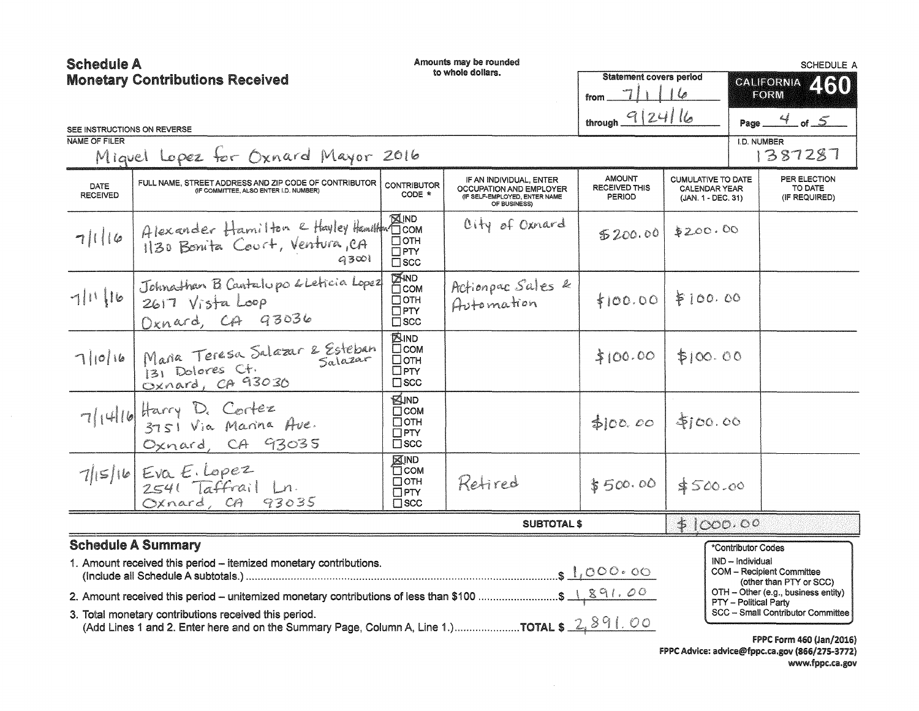# Schedule A
## Monetary Contributions Received

Amounts may be rounded to whole dollars.

SEE INSTRUCTIONS ON REVERSE

**Statement covers period**
from 7/1/16
through 9/24/16

SCHEDULE A
**CALIFORNIA FORM 460**

Page 4 of 5

NAME OF FILER: Miguel Lopez for Oxnard Mayor 2016

I.D. NUMBER: 1387287

| DATE RECEIVED | FULL NAME, STREET ADDRESS AND ZIP CODE OF CONTRIBUTOR (IF COMMITTEE, ALSO ENTER I.D. NUMBER) | CONTRIBUTOR CODE * | IF AN INDIVIDUAL, ENTER OCCUPATION AND EMPLOYER (IF SELF-EMPLOYED, ENTER NAME OF BUSINESS) | AMOUNT RECEIVED THIS PERIOD | CUMULATIVE TO DATE CALENDAR YEAR (JAN. 1 - DEC. 31) | PER ELECTION TO DATE (IF REQUIRED) |
|---|---|---|---|---|---|---|
| 7/1/16 | Alexander Hamilton & Hayley Hamilton, 1130 Bonita Court, Ventura, CA 93001 | ☒ IND ☐ COM ☐ OTH ☐ PTY ☐ SCC | City of Oxnard | $200.00 | $200.00 | |
| 7/1/16 | Johnathan B Cantalupo & Leticia Lopez, 2617 Vista Loop, Oxnard, CA 93036 | ☒ IND ☐ COM ☐ OTH ☐ PTY ☐ SCC | Actionpac Sales & Automation | $100.00 | $100.00 | |
| 7/10/16 | Maria Teresa Salazar & Esteban Salazar, 131 Dolores Ct., Oxnard, CA 93030 | ☒ IND ☐ COM ☐ OTH ☐ PTY ☐ SCC | | $100.00 | $100.00 | |
| 7/14/16 | Harry D. Cortez, 3751 Via Marina Ave., Oxnard, CA 93035 | ☒ IND ☐ COM ☐ OTH ☐ PTY ☐ SCC | | $100.00 | $100.00 | |
| 7/15/16 | Eva E. Lopez, 2541 Taffrail Ln., Oxnard, CA 93035 | ☒ IND ☐ COM ☐ OTH ☐ PTY ☐ SCC | Retired | $500.00 | $500.00 | |
| | | | **SUBTOTAL $** | $1000.00 | | |

### Schedule A Summary

1. Amount received this period – itemized monetary contributions. (Include all Schedule A subtotals.) ........ $ 1,000.00
2. Amount received this period – unitemized monetary contributions of less than $100 ........ $ 1,891.00
3. Total monetary contributions received this period. (Add Lines 1 and 2. Enter here and on the Summary Page, Column A, Line 1.) ........ **TOTAL $** 2,891.00

*Contributor Codes
- IND – Individual
- COM – Recipient Committee (other than PTY or SCC)
- OTH – Other (e.g., business entity)
- PTY – Political Party
- SCC – Small Contributor Committee

FPPC Form 460 (Jan/2016)
FPPC Advice: advice@fppc.ca.gov (866/275-3772)
www.fppc.ca.gov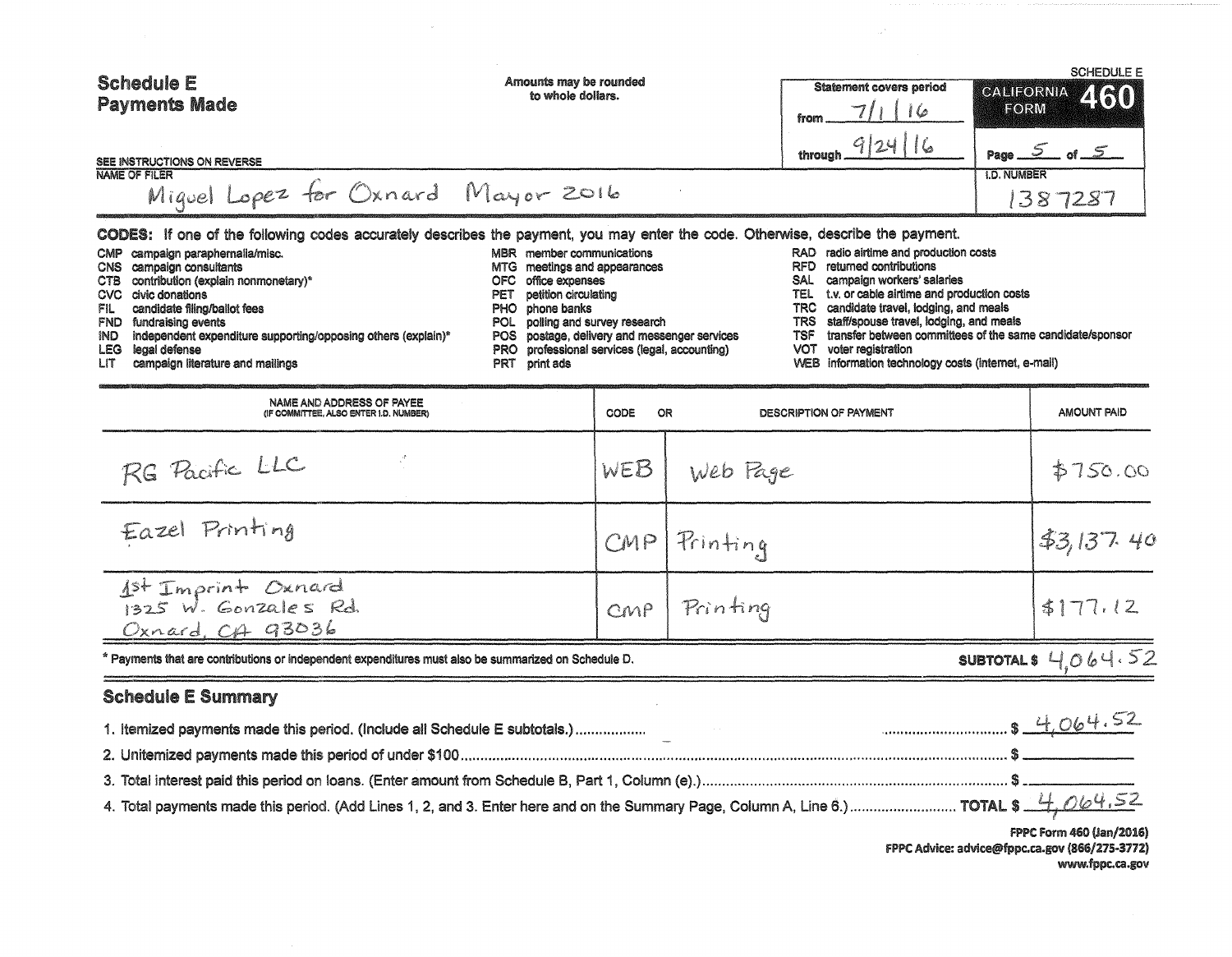# Schedule E Payments Made

Amounts may be rounded to whole dollars.

SEE INSTRUCTIONS ON REVERSE

Statement covers period from 7/1/16 through 9/24/16

SCHEDULE E — CALIFORNIA FORM 460

Page 5 of 5

NAME OF FILER: Miguel Lopez for Oxnard Mayor 2016

I.D. NUMBER: 1387287

**CODES:** If one of the following codes accurately describes the payment, you may enter the code. Otherwise, describe the payment.

- CMP campaign paraphernalia/misc.
- CNS campaign consultants
- CTB contribution (explain nonmonetary)*
- CVC civic donations
- FIL candidate filing/ballot fees
- FND fundraising events
- IND independent expenditure supporting/opposing others (explain)*
- LEG legal defense
- LIT campaign literature and mailings
- MBR member communications
- MTG meetings and appearances
- OFC office expenses
- PET petition circulating
- PHO phone banks
- POL polling and survey research
- POS postage, delivery and messenger services
- PRO professional services (legal, accounting)
- PRT print ads
- RAD radio airtime and production costs
- RFD returned contributions
- SAL campaign workers' salaries
- TEL t.v. or cable airtime and production costs
- TRC candidate travel, lodging, and meals
- TRS staff/spouse travel, lodging, and meals
- TSF transfer between committees of the same candidate/sponsor
- VOT voter registration
- WEB information technology costs (internet, e-mail)

| NAME AND ADDRESS OF PAYEE (IF COMMITTEE, ALSO ENTER I.D. NUMBER) | CODE | OR DESCRIPTION OF PAYMENT | AMOUNT PAID |
|---|---|---|---|
| RG Pacific LLC | WEB | Web Page | $750.00 |
| Eazel Printing | CMP | Printing | $3,137.40 |
| 1st Imprint Oxnard<br>1325 W. Gonzales Rd.<br>Oxnard, CA 93036 | CMP | Printing | $177.12 |

\* Payments that are contributions or independent expenditures must also be summarized on Schedule D.

SUBTOTAL $ 4,064.52

## Schedule E Summary

1. Itemized payments made this period. (Include all Schedule E subtotals.) $ 4,064.52
2. Unitemized payments made this period of under $100 $
3. Total interest paid this period on loans. (Enter amount from Schedule B, Part 1, Column (e).) $
4. Total payments made this period. (Add Lines 1, 2, and 3. Enter here and on the Summary Page, Column A, Line 6.) TOTAL $ 4,064.52

FPPC Form 460 (Jan/2016)
FPPC Advice: advice@fppc.ca.gov (866/275-3772)
www.fppc.ca.gov